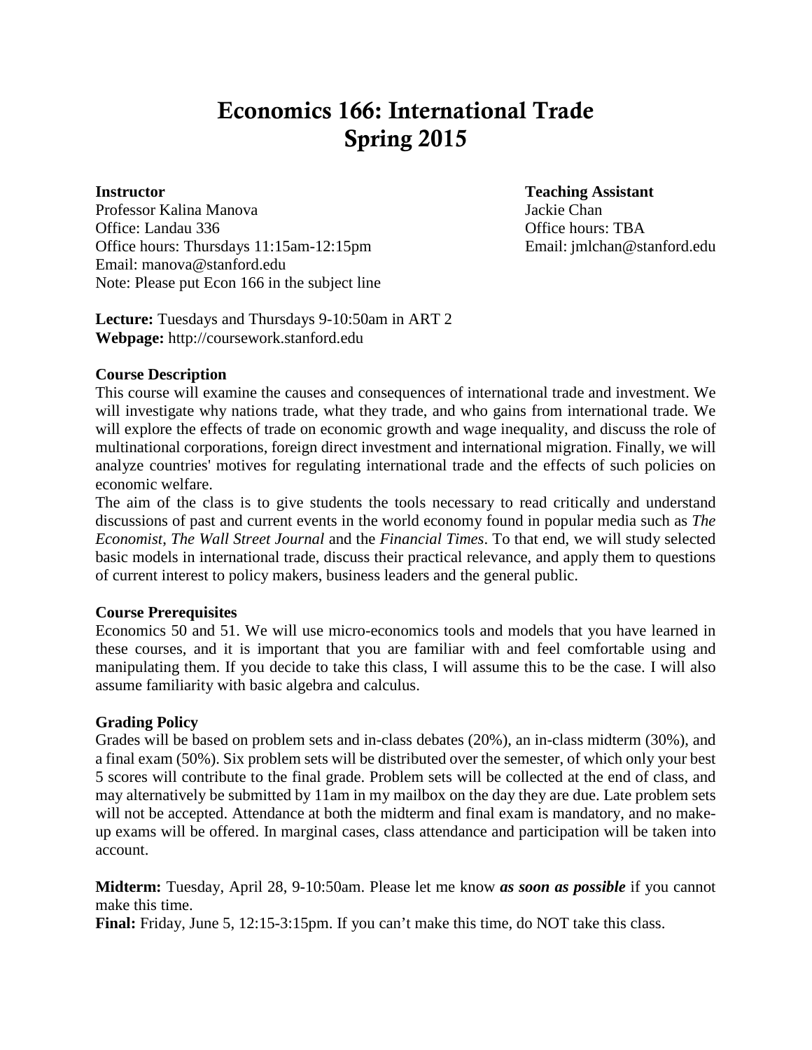# Economics 166: International Trade
# Spring 2015

**Instructor**
Professor Kalina Manova
Office: Landau 336
Office hours: Thursdays 11:15am-12:15pm
Email: manova@stanford.edu
Note: Please put Econ 166 in the subject line

**Teaching Assistant**
Jackie Chan
Office hours: TBA
Email: jmlchan@stanford.edu

**Lecture:** Tuesdays and Thursdays 9-10:50am in ART 2
**Webpage:** http://coursework.stanford.edu

**Course Description**

This course will examine the causes and consequences of international trade and investment. We will investigate why nations trade, what they trade, and who gains from international trade. We will explore the effects of trade on economic growth and wage inequality, and discuss the role of multinational corporations, foreign direct investment and international migration. Finally, we will analyze countries' motives for regulating international trade and the effects of such policies on economic welfare.

The aim of the class is to give students the tools necessary to read critically and understand discussions of past and current events in the world economy found in popular media such as *The Economist*, *The Wall Street Journal* and the *Financial Times*. To that end, we will study selected basic models in international trade, discuss their practical relevance, and apply them to questions of current interest to policy makers, business leaders and the general public.

**Course Prerequisites**

Economics 50 and 51. We will use micro-economics tools and models that you have learned in these courses, and it is important that you are familiar with and feel comfortable using and manipulating them. If you decide to take this class, I will assume this to be the case. I will also assume familiarity with basic algebra and calculus.

**Grading Policy**

Grades will be based on problem sets and in-class debates (20%), an in-class midterm (30%), and a final exam (50%). Six problem sets will be distributed over the semester, of which only your best 5 scores will contribute to the final grade. Problem sets will be collected at the end of class, and may alternatively be submitted by 11am in my mailbox on the day they are due. Late problem sets will not be accepted. Attendance at both the midterm and final exam is mandatory, and no make-up exams will be offered. In marginal cases, class attendance and participation will be taken into account.

**Midterm:** Tuesday, April 28, 9-10:50am. Please let me know ***as soon as possible*** if you cannot make this time.
**Final:** Friday, June 5, 12:15-3:15pm. If you can't make this time, do NOT take this class.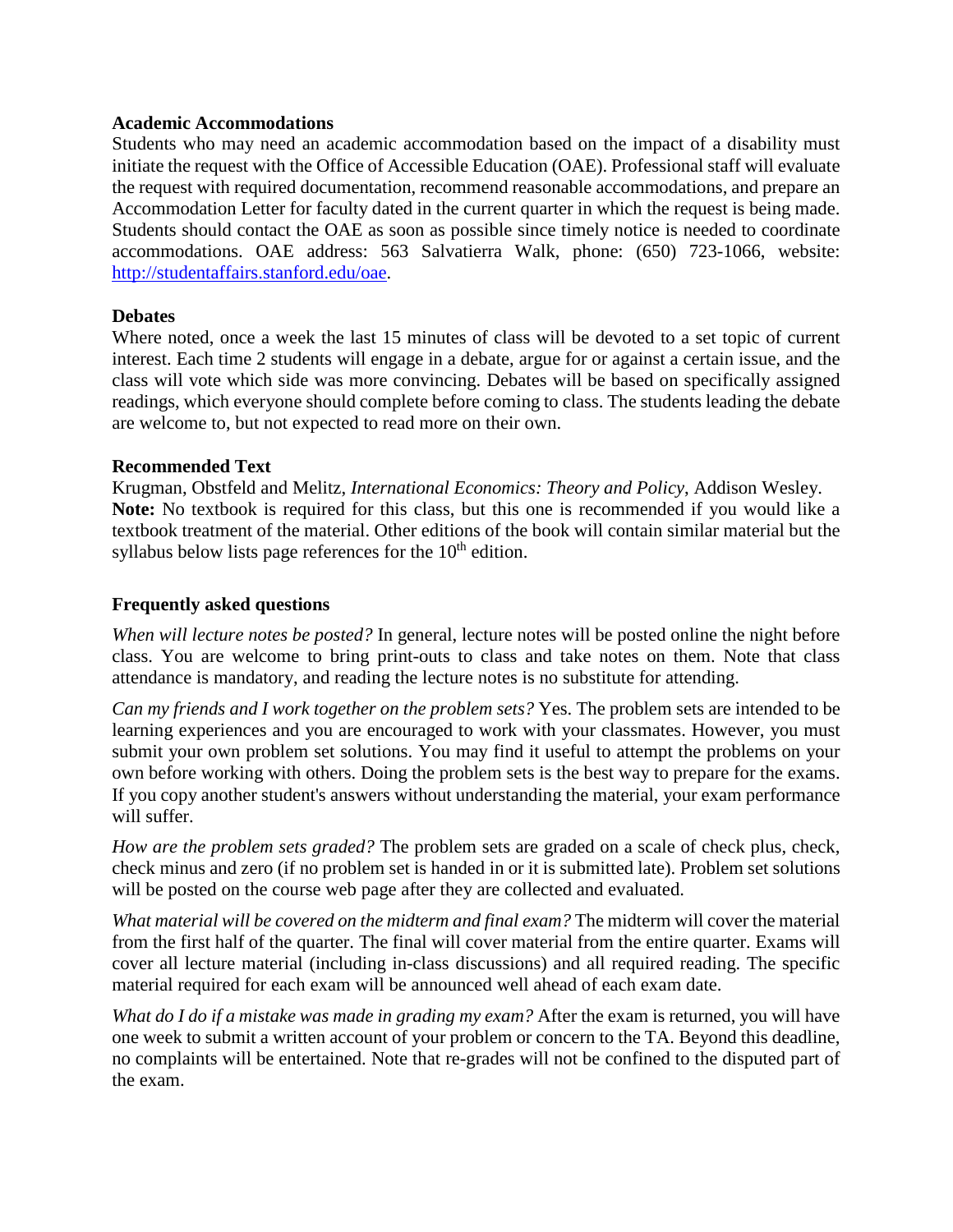**Academic Accommodations**

Students who may need an academic accommodation based on the impact of a disability must initiate the request with the Office of Accessible Education (OAE). Professional staff will evaluate the request with required documentation, recommend reasonable accommodations, and prepare an Accommodation Letter for faculty dated in the current quarter in which the request is being made. Students should contact the OAE as soon as possible since timely notice is needed to coordinate accommodations. OAE address: 563 Salvatierra Walk, phone: (650) 723-1066, website: [http://studentaffairs.stanford.edu/oae](http://studentaffairs.stanford.edu/oae).

**Debates**

Where noted, once a week the last 15 minutes of class will be devoted to a set topic of current interest. Each time 2 students will engage in a debate, argue for or against a certain issue, and the class will vote which side was more convincing. Debates will be based on specifically assigned readings, which everyone should complete before coming to class. The students leading the debate are welcome to, but not expected to read more on their own.

**Recommended Text**

Krugman, Obstfeld and Melitz, *International Economics: Theory and Policy*, Addison Wesley.

**Note:** No textbook is required for this class, but this one is recommended if you would like a textbook treatment of the material. Other editions of the book will contain similar material but the syllabus below lists page references for the 10th edition.

**Frequently asked questions**

*When will lecture notes be posted?* In general, lecture notes will be posted online the night before class. You are welcome to bring print-outs to class and take notes on them. Note that class attendance is mandatory, and reading the lecture notes is no substitute for attending.

*Can my friends and I work together on the problem sets?* Yes. The problem sets are intended to be learning experiences and you are encouraged to work with your classmates. However, you must submit your own problem set solutions. You may find it useful to attempt the problems on your own before working with others. Doing the problem sets is the best way to prepare for the exams. If you copy another student's answers without understanding the material, your exam performance will suffer.

*How are the problem sets graded?* The problem sets are graded on a scale of check plus, check, check minus and zero (if no problem set is handed in or it is submitted late). Problem set solutions will be posted on the course web page after they are collected and evaluated.

*What material will be covered on the midterm and final exam?* The midterm will cover the material from the first half of the quarter. The final will cover material from the entire quarter. Exams will cover all lecture material (including in-class discussions) and all required reading. The specific material required for each exam will be announced well ahead of each exam date.

*What do I do if a mistake was made in grading my exam?* After the exam is returned, you will have one week to submit a written account of your problem or concern to the TA. Beyond this deadline, no complaints will be entertained. Note that re-grades will not be confined to the disputed part of the exam.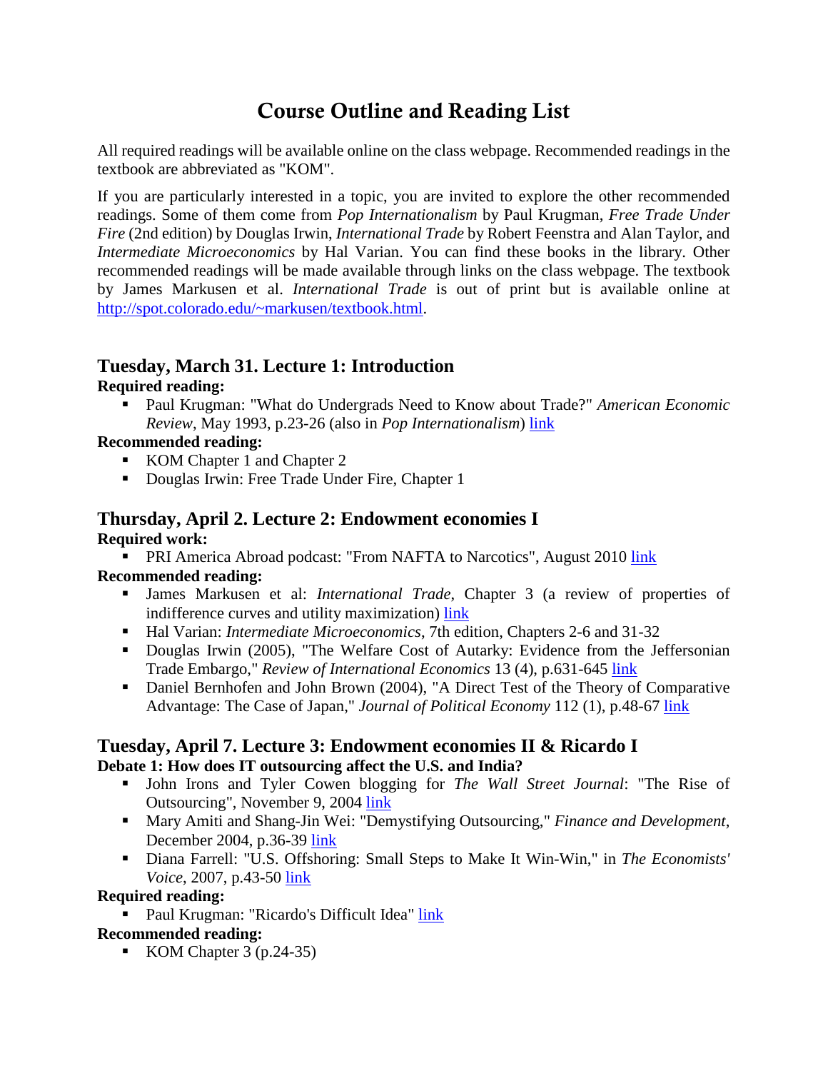# Course Outline and Reading List

All required readings will be available online on the class webpage. Recommended readings in the textbook are abbreviated as "KOM".

If you are particularly interested in a topic, you are invited to explore the other recommended readings. Some of them come from *Pop Internationalism* by Paul Krugman, *Free Trade Under Fire* (2nd edition) by Douglas Irwin, *International Trade* by Robert Feenstra and Alan Taylor, and *Intermediate Microeconomics* by Hal Varian. You can find these books in the library. Other recommended readings will be made available through links on the class webpage. The textbook by James Markusen et al. *International Trade* is out of print but is available online at [http://spot.colorado.edu/~markusen/textbook.html](http://spot.colorado.edu/~markusen/textbook.html).

## Tuesday, March 31. Lecture 1: Introduction

**Required reading:**

- Paul Krugman: "What do Undergrads Need to Know about Trade?" *American Economic Review*, May 1993, p.23-26 (also in *Pop Internationalism*) link

**Recommended reading:**

- KOM Chapter 1 and Chapter 2
- Douglas Irwin: Free Trade Under Fire, Chapter 1

## Thursday, April 2. Lecture 2: Endowment economies I

**Required work:**

- PRI America Abroad podcast: "From NAFTA to Narcotics", August 2010 link

**Recommended reading:**

- James Markusen et al: *International Trade*, Chapter 3 (a review of properties of indifference curves and utility maximization) link
- Hal Varian: *Intermediate Microeconomics*, 7th edition, Chapters 2-6 and 31-32
- Douglas Irwin (2005), "The Welfare Cost of Autarky: Evidence from the Jeffersonian Trade Embargo," *Review of International Economics* 13 (4), p.631-645 link
- Daniel Bernhofen and John Brown (2004), "A Direct Test of the Theory of Comparative Advantage: The Case of Japan," *Journal of Political Economy* 112 (1), p.48-67 link

## Tuesday, April 7. Lecture 3: Endowment economies II & Ricardo I

**Debate 1: How does IT outsourcing affect the U.S. and India?**

- John Irons and Tyler Cowen blogging for *The Wall Street Journal*: "The Rise of Outsourcing", November 9, 2004 link
- Mary Amiti and Shang-Jin Wei: "Demystifying Outsourcing," *Finance and Development*, December 2004, p.36-39 link
- Diana Farrell: "U.S. Offshoring: Small Steps to Make It Win-Win," in *The Economists' Voice*, 2007, p.43-50 link

**Required reading:**

- Paul Krugman: "Ricardo's Difficult Idea" link

**Recommended reading:**

- KOM Chapter 3 (p.24-35)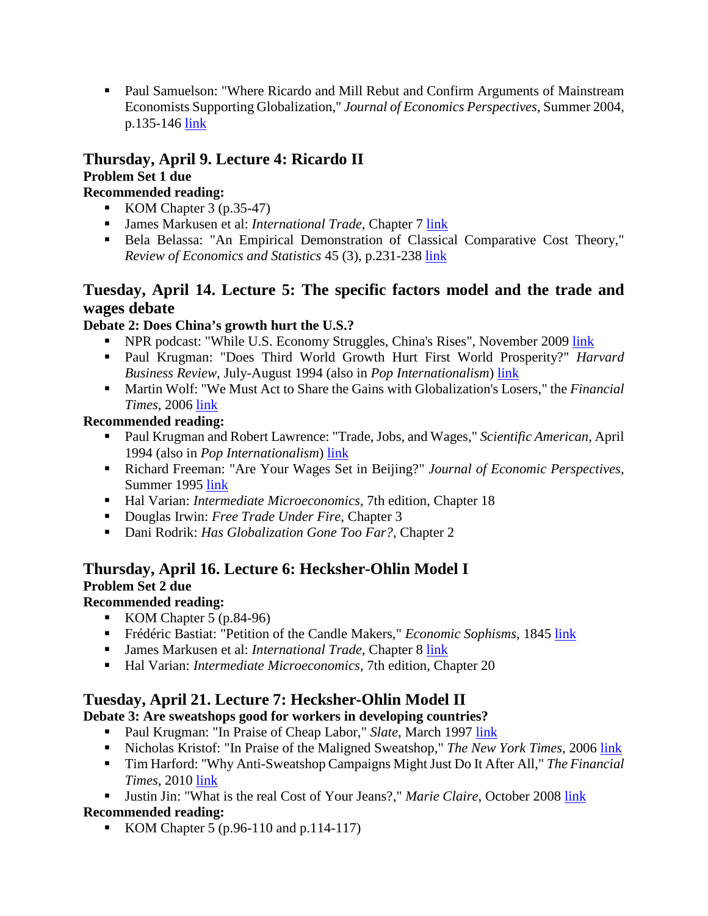- Paul Samuelson: "Where Ricardo and Mill Rebut and Confirm Arguments of Mainstream Economists Supporting Globalization," *Journal of Economics Perspectives*, Summer 2004, p.135-146 link

### Thursday, April 9. Lecture 4: Ricardo II

**Problem Set 1 due**

**Recommended reading:**

- KOM Chapter 3 (p.35-47)
- James Markusen et al: *International Trade*, Chapter 7 link
- Bela Belassa: "An Empirical Demonstration of Classical Comparative Cost Theory," *Review of Economics and Statistics* 45 (3), p.231-238 link

### Tuesday, April 14. Lecture 5: The specific factors model and the trade and wages debate

**Debate 2: Does China's growth hurt the U.S.?**

- NPR podcast: "While U.S. Economy Struggles, China's Rises", November 2009 link
- Paul Krugman: "Does Third World Growth Hurt First World Prosperity?" *Harvard Business Review*, July-August 1994 (also in *Pop Internationalism*) link
- Martin Wolf: "We Must Act to Share the Gains with Globalization's Losers," the *Financial Times*, 2006 link

**Recommended reading:**

- Paul Krugman and Robert Lawrence: "Trade, Jobs, and Wages," *Scientific American*, April 1994 (also in *Pop Internationalism*) link
- Richard Freeman: "Are Your Wages Set in Beijing?" *Journal of Economic Perspectives*, Summer 1995 link
- Hal Varian: *Intermediate Microeconomics*, 7th edition, Chapter 18
- Douglas Irwin: *Free Trade Under Fire*, Chapter 3
- Dani Rodrik: *Has Globalization Gone Too Far?*, Chapter 2

### Thursday, April 16. Lecture 6: Hecksher-Ohlin Model I

**Problem Set 2 due**

**Recommended reading:**

- KOM Chapter 5 (p.84-96)
- Frédéric Bastiat: "Petition of the Candle Makers," *Economic Sophisms*, 1845 link
- James Markusen et al: *International Trade*, Chapter 8 link
- Hal Varian: *Intermediate Microeconomics*, 7th edition, Chapter 20

### Tuesday, April 21. Lecture 7: Hecksher-Ohlin Model II

**Debate 3: Are sweatshops good for workers in developing countries?**

- Paul Krugman: "In Praise of Cheap Labor," *Slate*, March 1997 link
- Nicholas Kristof: "In Praise of the Maligned Sweatshop," *The New York Times*, 2006 link
- Tim Harford: "Why Anti-Sweatshop Campaigns Might Just Do It After All," *The Financial Times*, 2010 link
- Justin Jin: "What is the real Cost of Your Jeans?," *Marie Claire*, October 2008 link

**Recommended reading:**

- KOM Chapter 5 (p.96-110 and p.114-117)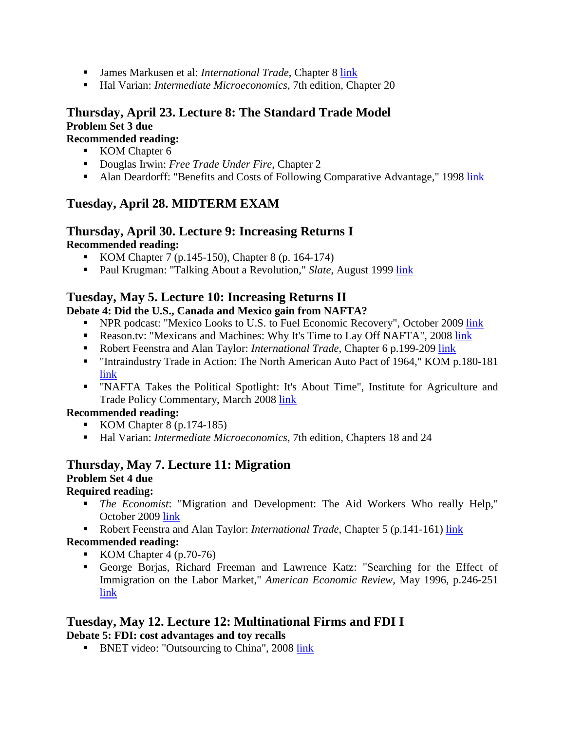- James Markusen et al: *International Trade*, Chapter 8 link
- Hal Varian: *Intermediate Microeconomics*, 7th edition, Chapter 20

## Thursday, April 23. Lecture 8: The Standard Trade Model

**Problem Set 3 due**

**Recommended reading:**

- KOM Chapter 6
- Douglas Irwin: *Free Trade Under Fire*, Chapter 2
- Alan Deardorff: "Benefits and Costs of Following Comparative Advantage," 1998 link

## Tuesday, April 28. MIDTERM EXAM

## Thursday, April 30. Lecture 9: Increasing Returns I

**Recommended reading:**

- KOM Chapter 7 (p.145-150), Chapter 8 (p. 164-174)
- Paul Krugman: "Talking About a Revolution," *Slate*, August 1999 link

## Tuesday, May 5. Lecture 10: Increasing Returns II

**Debate 4: Did the U.S., Canada and Mexico gain from NAFTA?**

- NPR podcast: "Mexico Looks to U.S. to Fuel Economic Recovery", October 2009 link
- Reason.tv: "Mexicans and Machines: Why It's Time to Lay Off NAFTA", 2008 link
- Robert Feenstra and Alan Taylor: *International Trade*, Chapter 6 p.199-209 link
- "Intraindustry Trade in Action: The North American Auto Pact of 1964," KOM p.180-181 link
- "NAFTA Takes the Political Spotlight: It's About Time", Institute for Agriculture and Trade Policy Commentary, March 2008 link

**Recommended reading:**

- KOM Chapter 8 (p.174-185)
- Hal Varian: *Intermediate Microeconomics*, 7th edition, Chapters 18 and 24

## Thursday, May 7. Lecture 11: Migration

**Problem Set 4 due**

**Required reading:**

- *The Economist*: "Migration and Development: The Aid Workers Who really Help," October 2009 link
- Robert Feenstra and Alan Taylor: *International Trade*, Chapter 5 (p.141-161) link

**Recommended reading:**

- KOM Chapter 4 (p.70-76)
- George Borjas, Richard Freeman and Lawrence Katz: "Searching for the Effect of Immigration on the Labor Market," *American Economic Review*, May 1996, p.246-251 link

## Tuesday, May 12. Lecture 12: Multinational Firms and FDI I

**Debate 5: FDI: cost advantages and toy recalls**

- BNET video: "Outsourcing to China", 2008 link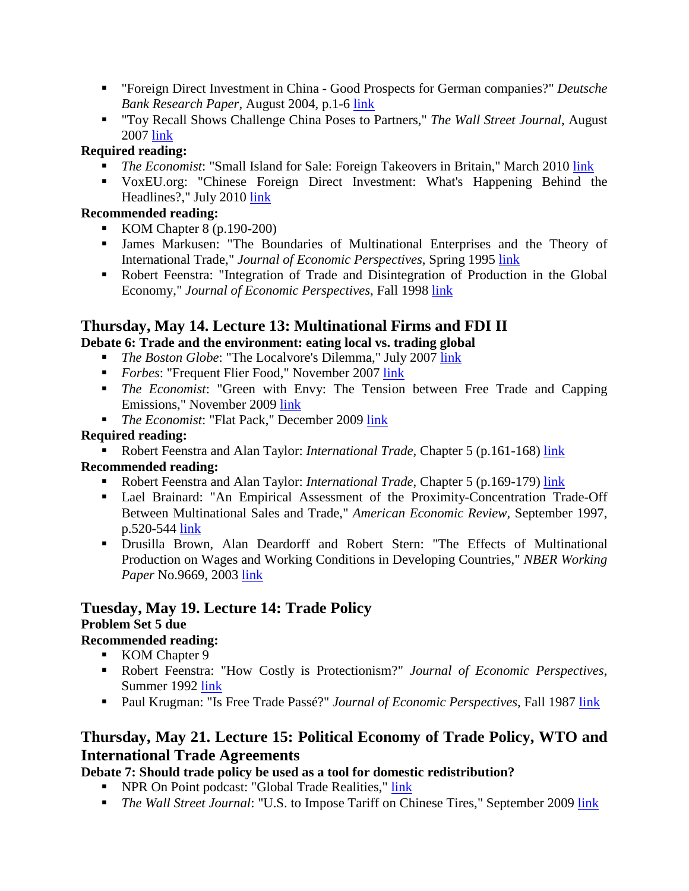- "Foreign Direct Investment in China - Good Prospects for German companies?" *Deutsche Bank Research Paper*, August 2004, p.1-6 link
- "Toy Recall Shows Challenge China Poses to Partners," *The Wall Street Journal*, August 2007 link

**Required reading:**

- *The Economist*: "Small Island for Sale: Foreign Takeovers in Britain," March 2010 link
- VoxEU.org: "Chinese Foreign Direct Investment: What's Happening Behind the Headlines?," July 2010 link

**Recommended reading:**

- KOM Chapter 8 (p.190-200)
- James Markusen: "The Boundaries of Multinational Enterprises and the Theory of International Trade," *Journal of Economic Perspectives*, Spring 1995 link
- Robert Feenstra: "Integration of Trade and Disintegration of Production in the Global Economy," *Journal of Economic Perspectives*, Fall 1998 link

## Thursday, May 14. Lecture 13: Multinational Firms and FDI II

**Debate 6: Trade and the environment: eating local vs. trading global**

- *The Boston Globe*: "The Localvore's Dilemma," July 2007 link
- *Forbes*: "Frequent Flier Food," November 2007 link
- *The Economist*: "Green with Envy: The Tension between Free Trade and Capping Emissions," November 2009 link
- *The Economist*: "Flat Pack," December 2009 link

**Required reading:**

- Robert Feenstra and Alan Taylor: *International Trade*, Chapter 5 (p.161-168) link

**Recommended reading:**

- Robert Feenstra and Alan Taylor: *International Trade*, Chapter 5 (p.169-179) link
- Lael Brainard: "An Empirical Assessment of the Proximity-Concentration Trade-Off Between Multinational Sales and Trade," *American Economic Review*, September 1997, p.520-544 link
- Drusilla Brown, Alan Deardorff and Robert Stern: "The Effects of Multinational Production on Wages and Working Conditions in Developing Countries," *NBER Working Paper* No.9669, 2003 link

## Tuesday, May 19. Lecture 14: Trade Policy

**Problem Set 5 due**

**Recommended reading:**

- KOM Chapter 9
- Robert Feenstra: "How Costly is Protectionism?" *Journal of Economic Perspectives*, Summer 1992 link
- Paul Krugman: "Is Free Trade Passé?" *Journal of Economic Perspectives*, Fall 1987 link

## Thursday, May 21. Lecture 15: Political Economy of Trade Policy, WTO and International Trade Agreements

**Debate 7: Should trade policy be used as a tool for domestic redistribution?**

- NPR On Point podcast: "Global Trade Realities," link
- *The Wall Street Journal*: "U.S. to Impose Tariff on Chinese Tires," September 2009 link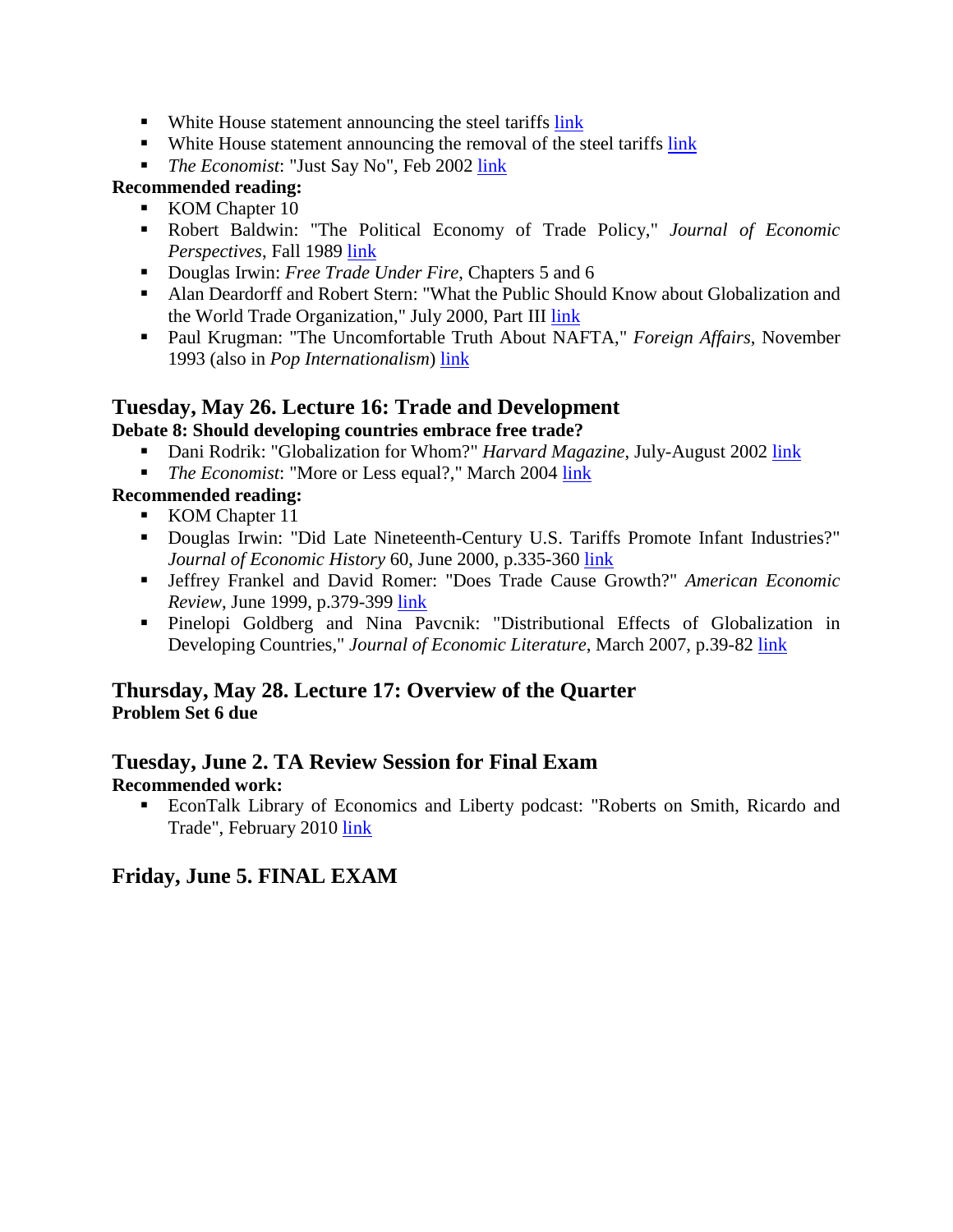- White House statement announcing the steel tariffs link
- White House statement announcing the removal of the steel tariffs link
- *The Economist*: "Just Say No", Feb 2002 link

**Recommended reading:**

- KOM Chapter 10
- Robert Baldwin: "The Political Economy of Trade Policy," *Journal of Economic Perspectives*, Fall 1989 link
- Douglas Irwin: *Free Trade Under Fire*, Chapters 5 and 6
- Alan Deardorff and Robert Stern: "What the Public Should Know about Globalization and the World Trade Organization," July 2000, Part III link
- Paul Krugman: "The Uncomfortable Truth About NAFTA," *Foreign Affairs*, November 1993 (also in *Pop Internationalism*) link

## Tuesday, May 26. Lecture 16: Trade and Development

**Debate 8: Should developing countries embrace free trade?**

- Dani Rodrik: "Globalization for Whom?" *Harvard Magazine*, July-August 2002 link
- *The Economist*: "More or Less equal?," March 2004 link

**Recommended reading:**

- KOM Chapter 11
- Douglas Irwin: "Did Late Nineteenth-Century U.S. Tariffs Promote Infant Industries?" *Journal of Economic History* 60, June 2000, p.335-360 link
- Jeffrey Frankel and David Romer: "Does Trade Cause Growth?" *American Economic Review*, June 1999, p.379-399 link
- Pinelopi Goldberg and Nina Pavcnik: "Distributional Effects of Globalization in Developing Countries," *Journal of Economic Literature*, March 2007, p.39-82 link

## Thursday, May 28. Lecture 17: Overview of the Quarter

**Problem Set 6 due**

## Tuesday, June 2. TA Review Session for Final Exam

**Recommended work:**

- EconTalk Library of Economics and Liberty podcast: "Roberts on Smith, Ricardo and Trade", February 2010 link

## Friday, June 5. FINAL EXAM